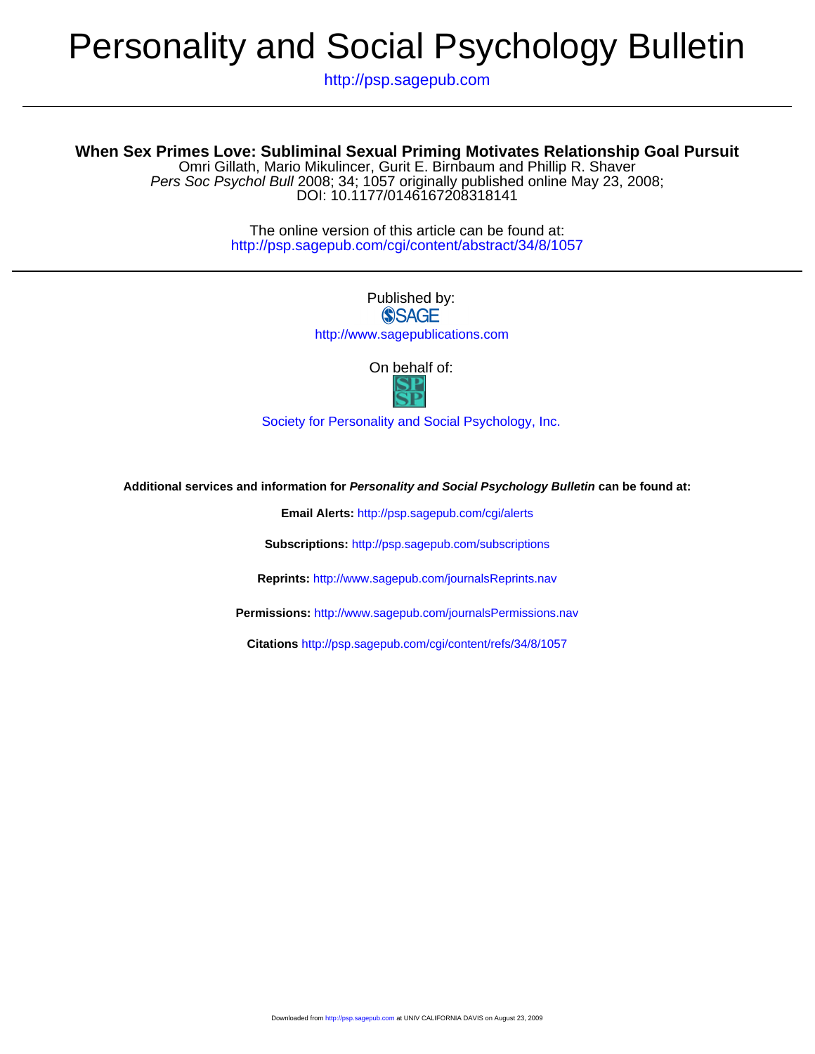# Personality and Social Psychology Bulletin

http://psp.sagepub.com

## When Sex Primes Love: Subliminal Sexual Priming Motivates Relationship Goal Pursuit

Omri Gillath, Mario Mikulincer, Gurit E. Birnbaum and Phillip R. Shaver

*Pers Soc Psychol Bull* 2008; 34; 1057 originally published online May 23, 2008;

DOI: 10.1177/0146167208318141

The online version of this article can be found at:
http://psp.sagepub.com/cgi/content/abstract/34/8/1057

---

Published by:

SAGE

http://www.sagepublications.com

On behalf of:

SP SP

Society for Personality and Social Psychology, Inc.

**Additional services and information for *Personality and Social Psychology Bulletin* can be found at:**

**Email Alerts:** http://psp.sagepub.com/cgi/alerts

**Subscriptions:** http://psp.sagepub.com/subscriptions

**Reprints:** http://www.sagepub.com/journalsReprints.nav

**Permissions:** http://www.sagepub.com/journalsPermissions.nav

**Citations** http://psp.sagepub.com/cgi/content/refs/34/8/1057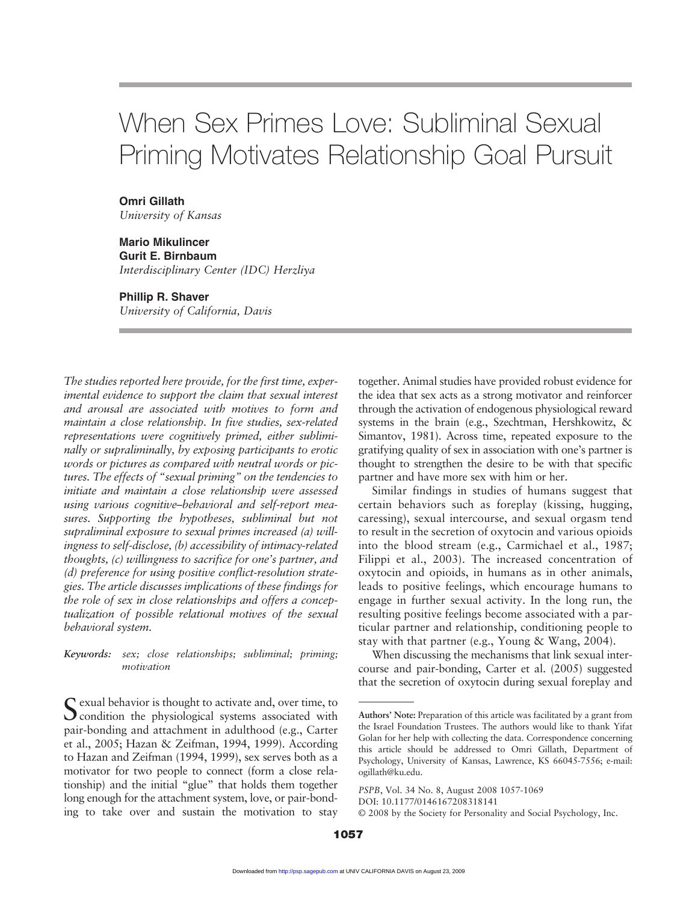# When Sex Primes Love: Subliminal Sexual Priming Motivates Relationship Goal Pursuit

**Omri Gillath**
*University of Kansas*

**Mario Mikulincer**
**Gurit E. Birnbaum**
*Interdisciplinary Center (IDC) Herzliya*

**Phillip R. Shaver**
*University of California, Davis*

*The studies reported here provide, for the first time, experimental evidence to support the claim that sexual interest and arousal are associated with motives to form and maintain a close relationship. In five studies, sex-related representations were cognitively primed, either subliminally or supraliminally, by exposing participants to erotic words or pictures as compared with neutral words or pictures. The effects of "sexual priming" on the tendencies to initiate and maintain a close relationship were assessed using various cognitive–behavioral and self-report measures. Supporting the hypotheses, subliminal but not supraliminal exposure to sexual primes increased (a) willingness to self-disclose, (b) accessibility of intimacy-related thoughts, (c) willingness to sacrifice for one's partner, and (d) preference for using positive conflict-resolution strategies. The article discusses implications of these findings for the role of sex in close relationships and offers a conceptualization of possible relational motives of the sexual behavioral system.*

*Keywords:* *sex; close relationships; subliminal; priming; motivation*

Sexual behavior is thought to activate and, over time, to condition the physiological systems associated with pair-bonding and attachment in adulthood (e.g., Carter et al., 2005; Hazan & Zeifman, 1994, 1999). According to Hazan and Zeifman (1994, 1999), sex serves both as a motivator for two people to connect (form a close relationship) and the initial "glue" that holds them together long enough for the attachment system, love, or pair-bonding to take over and sustain the motivation to stay together. Animal studies have provided robust evidence for the idea that sex acts as a strong motivator and reinforcer through the activation of endogenous physiological reward systems in the brain (e.g., Szechtman, Hershkowitz, & Simantov, 1981). Across time, repeated exposure to the gratifying quality of sex in association with one's partner is thought to strengthen the desire to be with that specific partner and have more sex with him or her.

Similar findings in studies of humans suggest that certain behaviors such as foreplay (kissing, hugging, caressing), sexual intercourse, and sexual orgasm tend to result in the secretion of oxytocin and various opioids into the blood stream (e.g., Carmichael et al., 1987; Filippi et al., 2003). The increased concentration of oxytocin and opioids, in humans as in other animals, leads to positive feelings, which encourage humans to engage in further sexual activity. In the long run, the resulting positive feelings become associated with a particular partner and relationship, conditioning people to stay with that partner (e.g., Young & Wang, 2004).

When discussing the mechanisms that link sexual intercourse and pair-bonding, Carter et al. (2005) suggested that the secretion of oxytocin during sexual foreplay and

---

**Authors' Note:** Preparation of this article was facilitated by a grant from the Israel Foundation Trustees. The authors would like to thank Yifat Golan for her help with collecting the data. Correspondence concerning this article should be addressed to Omri Gillath, Department of Psychology, University of Kansas, Lawrence, KS 66045-7556; e-mail: ogillath@ku.edu.

*PSPB*, Vol. 34 No. 8, August 2008 1057-1069
DOI: 10.1177/0146167208318141
© 2008 by the Society for Personality and Social Psychology, Inc.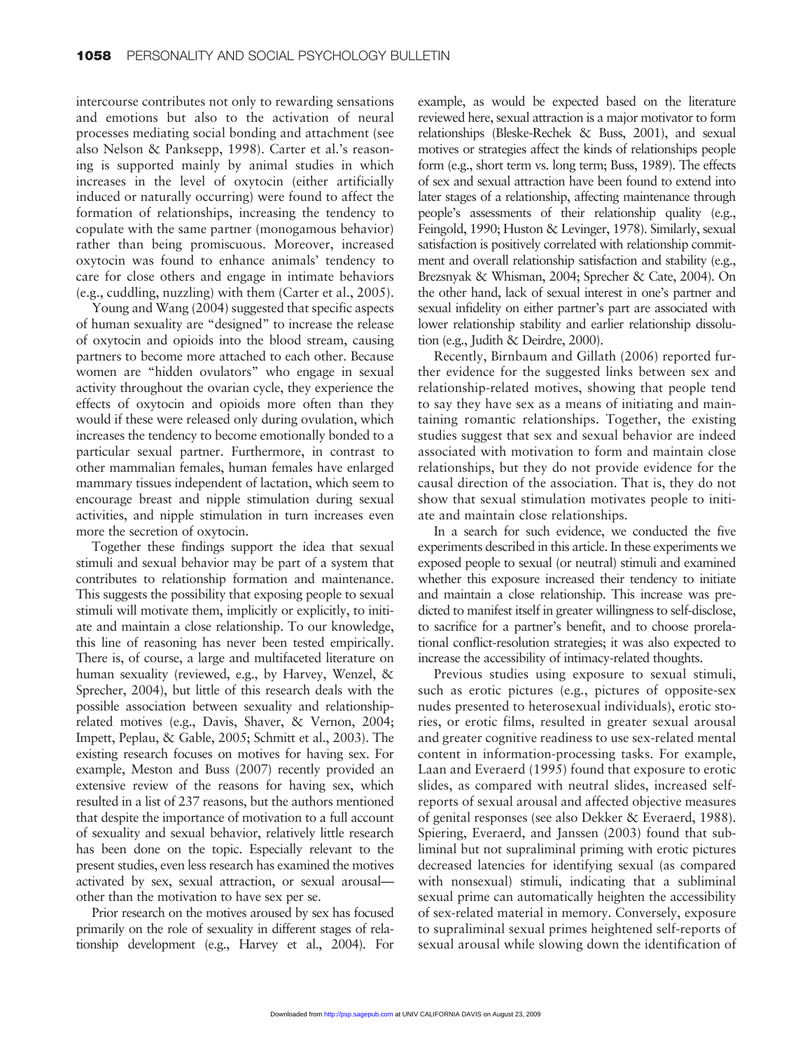intercourse contributes not only to rewarding sensations and emotions but also to the activation of neural processes mediating social bonding and attachment (see also Nelson & Panksepp, 1998). Carter et al.'s reasoning is supported mainly by animal studies in which increases in the level of oxytocin (either artificially induced or naturally occurring) were found to affect the formation of relationships, increasing the tendency to copulate with the same partner (monogamous behavior) rather than being promiscuous. Moreover, increased oxytocin was found to enhance animals' tendency to care for close others and engage in intimate behaviors (e.g., cuddling, nuzzling) with them (Carter et al., 2005).

Young and Wang (2004) suggested that specific aspects of human sexuality are "designed" to increase the release of oxytocin and opioids into the blood stream, causing partners to become more attached to each other. Because women are "hidden ovulators" who engage in sexual activity throughout the ovarian cycle, they experience the effects of oxytocin and opioids more often than they would if these were released only during ovulation, which increases the tendency to become emotionally bonded to a particular sexual partner. Furthermore, in contrast to other mammalian females, human females have enlarged mammary tissues independent of lactation, which seem to encourage breast and nipple stimulation during sexual activities, and nipple stimulation in turn increases even more the secretion of oxytocin.

Together these findings support the idea that sexual stimuli and sexual behavior may be part of a system that contributes to relationship formation and maintenance. This suggests the possibility that exposing people to sexual stimuli will motivate them, implicitly or explicitly, to initiate and maintain a close relationship. To our knowledge, this line of reasoning has never been tested empirically. There is, of course, a large and multifaceted literature on human sexuality (reviewed, e.g., by Harvey, Wenzel, & Sprecher, 2004), but little of this research deals with the possible association between sexuality and relationship-related motives (e.g., Davis, Shaver, & Vernon, 2004; Impett, Peplau, & Gable, 2005; Schmitt et al., 2003). The existing research focuses on motives for having sex. For example, Meston and Buss (2007) recently provided an extensive review of the reasons for having sex, which resulted in a list of 237 reasons, but the authors mentioned that despite the importance of motivation to a full account of sexuality and sexual behavior, relatively little research has been done on the topic. Especially relevant to the present studies, even less research has examined the motives activated by sex, sexual attraction, or sexual arousal—other than the motivation to have sex per se.

Prior research on the motives aroused by sex has focused primarily on the role of sexuality in different stages of relationship development (e.g., Harvey et al., 2004). For example, as would be expected based on the literature reviewed here, sexual attraction is a major motivator to form relationships (Bleske-Rechek & Buss, 2001), and sexual motives or strategies affect the kinds of relationships people form (e.g., short term vs. long term; Buss, 1989). The effects of sex and sexual attraction have been found to extend into later stages of a relationship, affecting maintenance through people's assessments of their relationship quality (e.g., Feingold, 1990; Huston & Levinger, 1978). Similarly, sexual satisfaction is positively correlated with relationship commitment and overall relationship satisfaction and stability (e.g., Brezsnyak & Whisman, 2004; Sprecher & Cate, 2004). On the other hand, lack of sexual interest in one's partner and sexual infidelity on either partner's part are associated with lower relationship stability and earlier relationship dissolution (e.g., Judith & Deirdre, 2000).

Recently, Birnbaum and Gillath (2006) reported further evidence for the suggested links between sex and relationship-related motives, showing that people tend to say they have sex as a means of initiating and maintaining romantic relationships. Together, the existing studies suggest that sex and sexual behavior are indeed associated with motivation to form and maintain close relationships, but they do not provide evidence for the causal direction of the association. That is, they do not show that sexual stimulation motivates people to initiate and maintain close relationships.

In a search for such evidence, we conducted the five experiments described in this article. In these experiments we exposed people to sexual (or neutral) stimuli and examined whether this exposure increased their tendency to initiate and maintain a close relationship. This increase was predicted to manifest itself in greater willingness to self-disclose, to sacrifice for a partner's benefit, and to choose prorelational conflict-resolution strategies; it was also expected to increase the accessibility of intimacy-related thoughts.

Previous studies using exposure to sexual stimuli, such as erotic pictures (e.g., pictures of opposite-sex nudes presented to heterosexual individuals), erotic stories, or erotic films, resulted in greater sexual arousal and greater cognitive readiness to use sex-related mental content in information-processing tasks. For example, Laan and Everaerd (1995) found that exposure to erotic slides, as compared with neutral slides, increased self-reports of sexual arousal and affected objective measures of genital responses (see also Dekker & Everaerd, 1988). Spiering, Everaerd, and Janssen (2003) found that subliminal but not supraliminal priming with erotic pictures decreased latencies for identifying sexual (as compared with nonsexual) stimuli, indicating that a subliminal sexual prime can automatically heighten the accessibility of sex-related material in memory. Conversely, exposure to supraliminal sexual primes heightened self-reports of sexual arousal while slowing down the identification of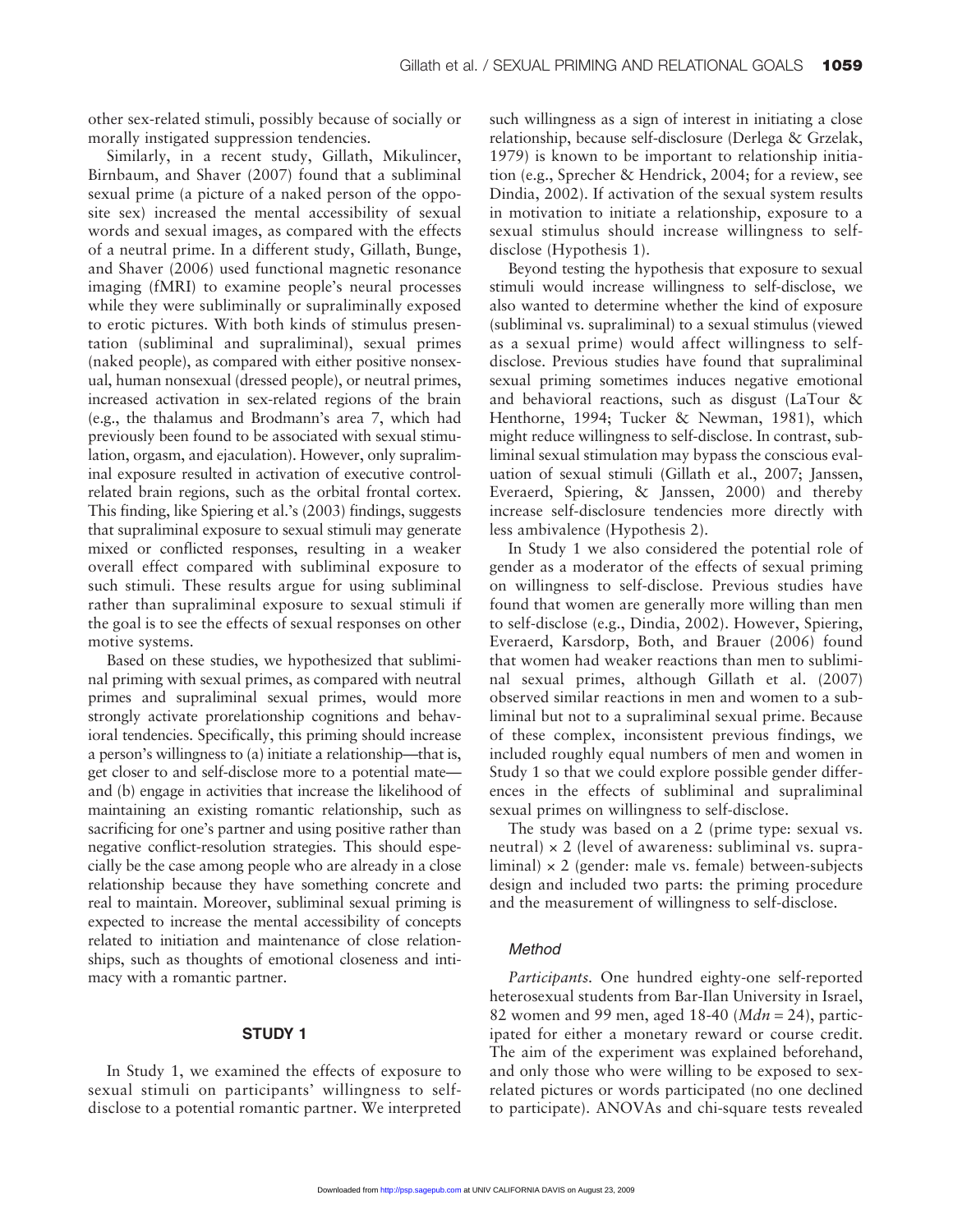other sex-related stimuli, possibly because of socially or morally instigated suppression tendencies.

Similarly, in a recent study, Gillath, Mikulincer, Birnbaum, and Shaver (2007) found that a subliminal sexual prime (a picture of a naked person of the opposite sex) increased the mental accessibility of sexual words and sexual images, as compared with the effects of a neutral prime. In a different study, Gillath, Bunge, and Shaver (2006) used functional magnetic resonance imaging (fMRI) to examine people's neural processes while they were subliminally or supraliminally exposed to erotic pictures. With both kinds of stimulus presentation (subliminal and supraliminal), sexual primes (naked people), as compared with either positive nonsexual, human nonsexual (dressed people), or neutral primes, increased activation in sex-related regions of the brain (e.g., the thalamus and Brodmann's area 7, which had previously been found to be associated with sexual stimulation, orgasm, and ejaculation). However, only supraliminal exposure resulted in activation of executive control-related brain regions, such as the orbital frontal cortex. This finding, like Spiering et al.'s (2003) findings, suggests that supraliminal exposure to sexual stimuli may generate mixed or conflicted responses, resulting in a weaker overall effect compared with subliminal exposure to such stimuli. These results argue for using subliminal rather than supraliminal exposure to sexual stimuli if the goal is to see the effects of sexual responses on other motive systems.

Based on these studies, we hypothesized that subliminal priming with sexual primes, as compared with neutral primes and supraliminal sexual primes, would more strongly activate prorelationship cognitions and behavioral tendencies. Specifically, this priming should increase a person's willingness to (a) initiate a relationship—that is, get closer to and self-disclose more to a potential mate—and (b) engage in activities that increase the likelihood of maintaining an existing romantic relationship, such as sacrificing for one's partner and using positive rather than negative conflict-resolution strategies. This should especially be the case among people who are already in a close relationship because they have something concrete and real to maintain. Moreover, subliminal sexual priming is expected to increase the mental accessibility of concepts related to initiation and maintenance of close relationships, such as thoughts of emotional closeness and intimacy with a romantic partner.

## STUDY 1

In Study 1, we examined the effects of exposure to sexual stimuli on participants' willingness to self-disclose to a potential romantic partner. We interpreted such willingness as a sign of interest in initiating a close relationship, because self-disclosure (Derlega & Grzelak, 1979) is known to be important to relationship initiation (e.g., Sprecher & Hendrick, 2004; for a review, see Dindia, 2002). If activation of the sexual system results in motivation to initiate a relationship, exposure to a sexual stimulus should increase willingness to self-disclose (Hypothesis 1).

Beyond testing the hypothesis that exposure to sexual stimuli would increase willingness to self-disclose, we also wanted to determine whether the kind of exposure (subliminal vs. supraliminal) to a sexual stimulus (viewed as a sexual prime) would affect willingness to self-disclose. Previous studies have found that supraliminal sexual priming sometimes induces negative emotional and behavioral reactions, such as disgust (LaTour & Henthorne, 1994; Tucker & Newman, 1981), which might reduce willingness to self-disclose. In contrast, subliminal sexual stimulation may bypass the conscious evaluation of sexual stimuli (Gillath et al., 2007; Janssen, Everaerd, Spiering, & Janssen, 2000) and thereby increase self-disclosure tendencies more directly with less ambivalence (Hypothesis 2).

In Study 1 we also considered the potential role of gender as a moderator of the effects of sexual priming on willingness to self-disclose. Previous studies have found that women are generally more willing than men to self-disclose (e.g., Dindia, 2002). However, Spiering, Everaerd, Karsdorp, Both, and Brauer (2006) found that women had weaker reactions than men to subliminal sexual primes, although Gillath et al. (2007) observed similar reactions in men and women to a subliminal but not to a supraliminal sexual prime. Because of these complex, inconsistent previous findings, we included roughly equal numbers of men and women in Study 1 so that we could explore possible gender differences in the effects of subliminal and supraliminal sexual primes on willingness to self-disclose.

The study was based on a 2 (prime type: sexual vs. neutral) × 2 (level of awareness: subliminal vs. supraliminal) × 2 (gender: male vs. female) between-subjects design and included two parts: the priming procedure and the measurement of willingness to self-disclose.

### Method

*Participants.* One hundred eighty-one self-reported heterosexual students from Bar-Ilan University in Israel, 82 women and 99 men, aged 18-40 (*Mdn* = 24), participated for either a monetary reward or course credit. The aim of the experiment was explained beforehand, and only those who were willing to be exposed to sex-related pictures or words participated (no one declined to participate). ANOVAs and chi-square tests revealed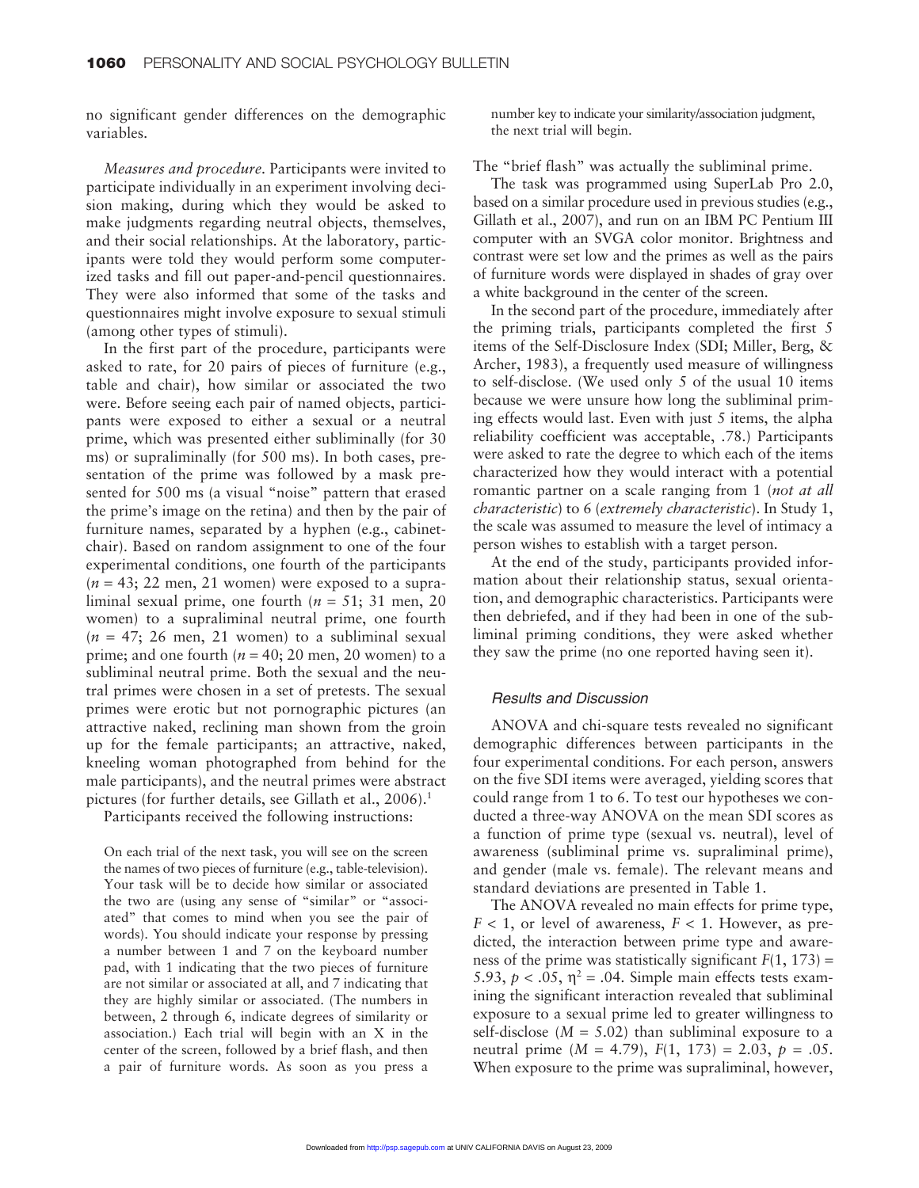no significant gender differences on the demographic variables.

*Measures and procedure*. Participants were invited to participate individually in an experiment involving decision making, during which they would be asked to make judgments regarding neutral objects, themselves, and their social relationships. At the laboratory, participants were told they would perform some computerized tasks and fill out paper-and-pencil questionnaires. They were also informed that some of the tasks and questionnaires might involve exposure to sexual stimuli (among other types of stimuli).

In the first part of the procedure, participants were asked to rate, for 20 pairs of pieces of furniture (e.g., table and chair), how similar or associated the two were. Before seeing each pair of named objects, participants were exposed to either a sexual or a neutral prime, which was presented either subliminally (for 30 ms) or supraliminally (for 500 ms). In both cases, presentation of the prime was followed by a mask presented for 500 ms (a visual "noise" pattern that erased the prime's image on the retina) and then by the pair of furniture names, separated by a hyphen (e.g., cabinet-chair). Based on random assignment to one of the four experimental conditions, one fourth of the participants ($n$ = 43; 22 men, 21 women) were exposed to a supraliminal sexual prime, one fourth ($n$ = 51; 31 men, 20 women) to a supraliminal neutral prime, one fourth ($n$ = 47; 26 men, 21 women) to a subliminal sexual prime; and one fourth ($n$ = 40; 20 men, 20 women) to a subliminal neutral prime. Both the sexual and the neutral primes were chosen in a set of pretests. The sexual primes were erotic but not pornographic pictures (an attractive naked, reclining man shown from the groin up for the female participants; an attractive, naked, kneeling woman photographed from behind for the male participants), and the neutral primes were abstract pictures (for further details, see Gillath et al., 2006).[1]

Participants received the following instructions:

> On each trial of the next task, you will see on the screen the names of two pieces of furniture (e.g., table-television). Your task will be to decide how similar or associated the two are (using any sense of "similar" or "associated" that comes to mind when you see the pair of words). You should indicate your response by pressing a number between 1 and 7 on the keyboard number pad, with 1 indicating that the two pieces of furniture are not similar or associated at all, and 7 indicating that they are highly similar or associated. (The numbers in between, 2 through 6, indicate degrees of similarity or association.) Each trial will begin with an X in the center of the screen, followed by a brief flash, and then a pair of furniture words. As soon as you press a number key to indicate your similarity/association judgment, the next trial will begin.

The "brief flash" was actually the subliminal prime.

The task was programmed using SuperLab Pro 2.0, based on a similar procedure used in previous studies (e.g., Gillath et al., 2007), and run on an IBM PC Pentium III computer with an SVGA color monitor. Brightness and contrast were set low and the primes as well as the pairs of furniture words were displayed in shades of gray over a white background in the center of the screen.

In the second part of the procedure, immediately after the priming trials, participants completed the first 5 items of the Self-Disclosure Index (SDI; Miller, Berg, & Archer, 1983), a frequently used measure of willingness to self-disclose. (We used only 5 of the usual 10 items because we were unsure how long the subliminal priming effects would last. Even with just 5 items, the alpha reliability coefficient was acceptable, .78.) Participants were asked to rate the degree to which each of the items characterized how they would interact with a potential romantic partner on a scale ranging from 1 (*not at all characteristic*) to 6 (*extremely characteristic*). In Study 1, the scale was assumed to measure the level of intimacy a person wishes to establish with a target person.

At the end of the study, participants provided information about their relationship status, sexual orientation, and demographic characteristics. Participants were then debriefed, and if they had been in one of the subliminal priming conditions, they were asked whether they saw the prime (no one reported having seen it).

### *Results and Discussion*

ANOVA and chi-square tests revealed no significant demographic differences between participants in the four experimental conditions. For each person, answers on the five SDI items were averaged, yielding scores that could range from 1 to 6. To test our hypotheses we conducted a three-way ANOVA on the mean SDI scores as a function of prime type (sexual vs. neutral), level of awareness (subliminal prime vs. supraliminal prime), and gender (male vs. female). The relevant means and standard deviations are presented in Table 1.

The ANOVA revealed no main effects for prime type, $F < 1$, or level of awareness, $F < 1$. However, as predicted, the interaction between prime type and awareness of the prime was statistically significant $F(1, 173) = 5.93$, $p < .05$, $\eta^2 = .04$. Simple main effects tests examining the significant interaction revealed that subliminal exposure to a sexual prime led to greater willingness to self-disclose ($M = 5.02$) than subliminal exposure to a neutral prime ($M = 4.79$), $F(1, 173) = 2.03$, $p = .05$. When exposure to the prime was supraliminal, however,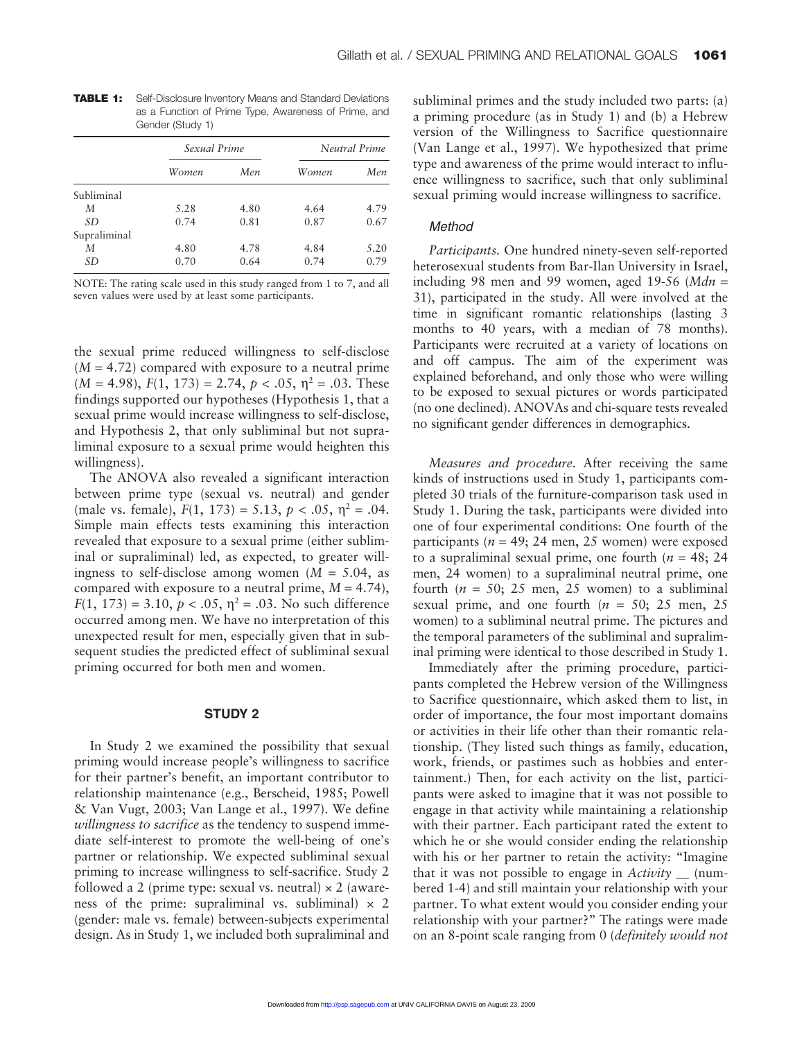**TABLE 1:** Self-Disclosure Inventory Means and Standard Deviations as a Function of Prime Type, Awareness of Prime, and Gender (Study 1)

| | *Sexual Prime* | | *Neutral Prime* | |
|---|---|---|---|---|
| | *Women* | *Men* | *Women* | *Men* |
| Subliminal | | | | |
| *M* | 5.28 | 4.80 | 4.64 | 4.79 |
| *SD* | 0.74 | 0.81 | 0.87 | 0.67 |
| Supraliminal | | | | |
| *M* | 4.80 | 4.78 | 4.84 | 5.20 |
| *SD* | 0.70 | 0.64 | 0.74 | 0.79 |

NOTE: The rating scale used in this study ranged from 1 to 7, and all seven values were used by at least some participants.

the sexual prime reduced willingness to self-disclose ($M = 4.72$) compared with exposure to a neutral prime ($M = 4.98$), $F(1, 173) = 2.74$, $p < .05$, $\eta^2 = .03$. These findings supported our hypotheses (Hypothesis 1, that a sexual prime would increase willingness to self-disclose, and Hypothesis 2, that only subliminal but not supraliminal exposure to a sexual prime would heighten this willingness).

The ANOVA also revealed a significant interaction between prime type (sexual vs. neutral) and gender (male vs. female), $F(1, 173) = 5.13$, $p < .05$, $\eta^2 = .04$. Simple main effects tests examining this interaction revealed that exposure to a sexual prime (either subliminal or supraliminal) led, as expected, to greater willingness to self-disclose among women ($M = 5.04$, as compared with exposure to a neutral prime, $M = 4.74$), $F(1, 173) = 3.10$, $p < .05$, $\eta^2 = .03$. No such difference occurred among men. We have no interpretation of this unexpected result for men, especially given that in subsequent studies the predicted effect of subliminal sexual priming occurred for both men and women.

## STUDY 2

In Study 2 we examined the possibility that sexual priming would increase people's willingness to sacrifice for their partner's benefit, an important contributor to relationship maintenance (e.g., Berscheid, 1985; Powell & Van Vugt, 2003; Van Lange et al., 1997). We define *willingness to sacrifice* as the tendency to suspend immediate self-interest to promote the well-being of one's partner or relationship. We expected subliminal sexual priming to increase willingness to self-sacrifice. Study 2 followed a 2 (prime type: sexual vs. neutral) × 2 (awareness of the prime: supraliminal vs. subliminal) × 2 (gender: male vs. female) between-subjects experimental design. As in Study 1, we included both supraliminal and subliminal primes and the study included two parts: (a) a priming procedure (as in Study 1) and (b) a Hebrew version of the Willingness to Sacrifice questionnaire (Van Lange et al., 1997). We hypothesized that prime type and awareness of the prime would interact to influence willingness to sacrifice, such that only subliminal sexual priming would increase willingness to sacrifice.

### Method

*Participants.* One hundred ninety-seven self-reported heterosexual students from Bar-Ilan University in Israel, including 98 men and 99 women, aged 19-56 (*Mdn* = 31), participated in the study. All were involved at the time in significant romantic relationships (lasting 3 months to 40 years, with a median of 78 months). Participants were recruited at a variety of locations on and off campus. The aim of the experiment was explained beforehand, and only those who were willing to be exposed to sexual pictures or words participated (no one declined). ANOVAs and chi-square tests revealed no significant gender differences in demographics.

*Measures and procedure.* After receiving the same kinds of instructions used in Study 1, participants completed 30 trials of the furniture-comparison task used in Study 1. During the task, participants were divided into one of four experimental conditions: One fourth of the participants ($n = 49$; 24 men, 25 women) were exposed to a supraliminal sexual prime, one fourth ($n = 48$; 24 men, 24 women) to a supraliminal neutral prime, one fourth ($n = 50$; 25 men, 25 women) to a subliminal sexual prime, and one fourth ($n = 50$; 25 men, 25 women) to a subliminal neutral prime. The pictures and the temporal parameters of the subliminal and supraliminal priming were identical to those described in Study 1.

Immediately after the priming procedure, participants completed the Hebrew version of the Willingness to Sacrifice questionnaire, which asked them to list, in order of importance, the four most important domains or activities in their life other than their romantic relationship. (They listed such things as family, education, work, friends, or pastimes such as hobbies and entertainment.) Then, for each activity on the list, participants were asked to imagine that it was not possible to engage in that activity while maintaining a relationship with their partner. Each participant rated the extent to which he or she would consider ending the relationship with his or her partner to retain the activity: "Imagine that it was not possible to engage in *Activity* __ (numbered 1-4) and still maintain your relationship with your partner. To what extent would you consider ending your relationship with your partner?" The ratings were made on an 8-point scale ranging from 0 (*definitely would not*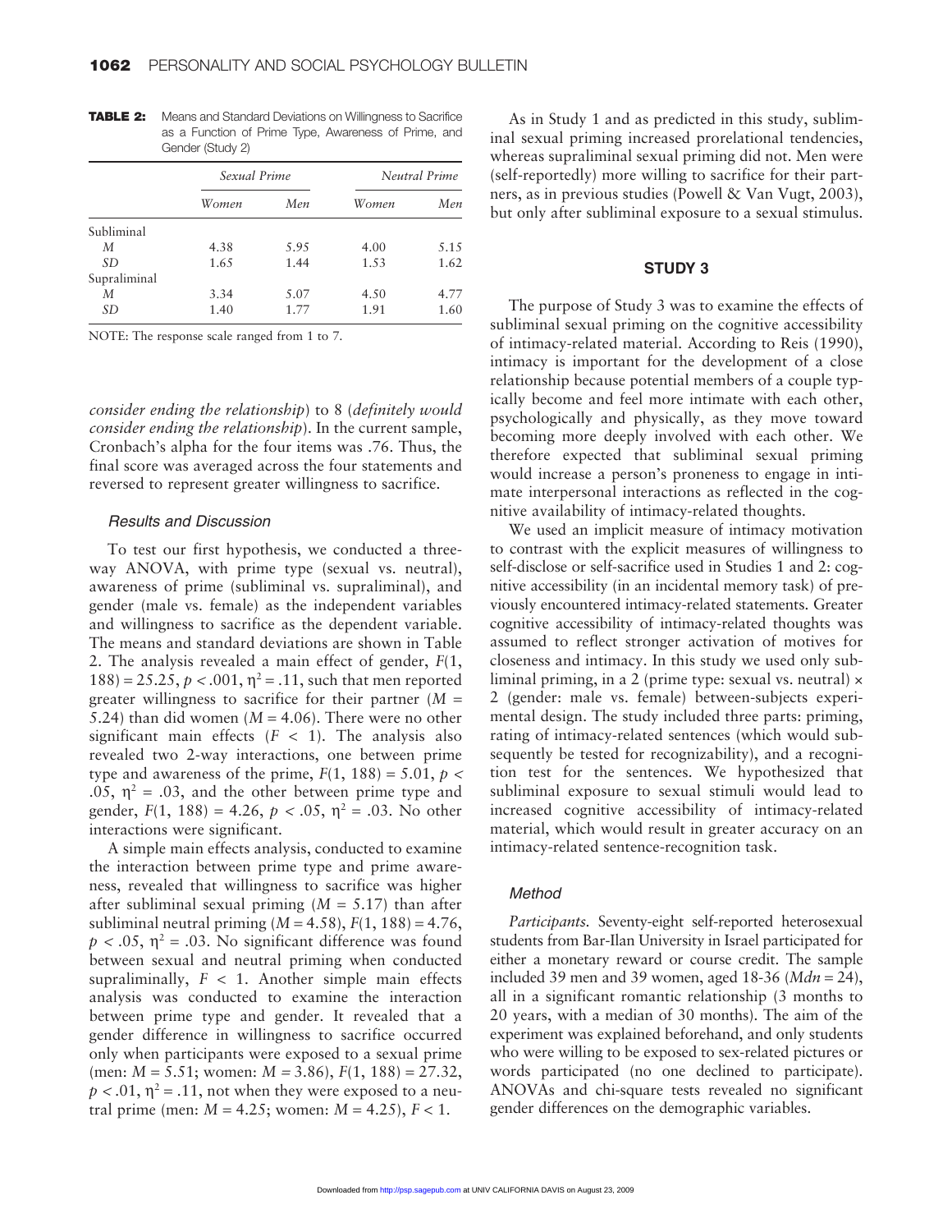**TABLE 2:** Means and Standard Deviations on Willingness to Sacrifice as a Function of Prime Type, Awareness of Prime, and Gender (Study 2)

| | *Sexual Prime* | | *Neutral Prime* | |
|---|---|---|---|---|
| | *Women* | *Men* | *Women* | *Men* |
| Subliminal | | | | |
| *M* | 4.38 | 5.95 | 4.00 | 5.15 |
| *SD* | 1.65 | 1.44 | 1.53 | 1.62 |
| Supraliminal | | | | |
| *M* | 3.34 | 5.07 | 4.50 | 4.77 |
| *SD* | 1.40 | 1.77 | 1.91 | 1.60 |

NOTE: The response scale ranged from 1 to 7.

*consider ending the relationship*) to 8 (*definitely would consider ending the relationship*). In the current sample, Cronbach's alpha for the four items was .76. Thus, the final score was averaged across the four statements and reversed to represent greater willingness to sacrifice.

### *Results and Discussion*

To test our first hypothesis, we conducted a three-way ANOVA, with prime type (sexual vs. neutral), awareness of prime (subliminal vs. supraliminal), and gender (male vs. female) as the independent variables and willingness to sacrifice as the dependent variable. The means and standard deviations are shown in Table 2. The analysis revealed a main effect of gender, $F(1, 188) = 25.25$, $p < .001$, $\eta^2 = .11$, such that men reported greater willingness to sacrifice for their partner ($M = 5.24$) than did women ($M = 4.06$). There were no other significant main effects ($F < 1$). The analysis also revealed two 2-way interactions, one between prime type and awareness of the prime, $F(1, 188) = 5.01$, $p < .05$, $\eta^2 = .03$, and the other between prime type and gender, $F(1, 188) = 4.26$, $p < .05$, $\eta^2 = .03$. No other interactions were significant.

A simple main effects analysis, conducted to examine the interaction between prime type and prime awareness, revealed that willingness to sacrifice was higher after subliminal sexual priming ($M = 5.17$) than after subliminal neutral priming ($M = 4.58$), $F(1, 188) = 4.76$, $p < .05$, $\eta^2 = .03$. No significant difference was found between sexual and neutral priming when conducted supraliminally, $F < 1$. Another simple main effects analysis was conducted to examine the interaction between prime type and gender. It revealed that a gender difference in willingness to sacrifice occurred only when participants were exposed to a sexual prime (men: $M = 5.51$; women: $M = 3.86$), $F(1, 188) = 27.32$, $p < .01$, $\eta^2 = .11$, not when they were exposed to a neutral prime (men: $M = 4.25$; women: $M = 4.25$), $F < 1$.

As in Study 1 and as predicted in this study, subliminal sexual priming increased prorelational tendencies, whereas supraliminal sexual priming did not. Men were (self-reportedly) more willing to sacrifice for their partners, as in previous studies (Powell & Van Vugt, 2003), but only after subliminal exposure to a sexual stimulus.

## STUDY 3

The purpose of Study 3 was to examine the effects of subliminal sexual priming on the cognitive accessibility of intimacy-related material. According to Reis (1990), intimacy is important for the development of a close relationship because potential members of a couple typically become and feel more intimate with each other, psychologically and physically, as they move toward becoming more deeply involved with each other. We therefore expected that subliminal sexual priming would increase a person's proneness to engage in intimate interpersonal interactions as reflected in the cognitive availability of intimacy-related thoughts.

We used an implicit measure of intimacy motivation to contrast with the explicit measures of willingness to self-disclose or self-sacrifice used in Studies 1 and 2: cognitive accessibility (in an incidental memory task) of previously encountered intimacy-related statements. Greater cognitive accessibility of intimacy-related thoughts was assumed to reflect stronger activation of motives for closeness and intimacy. In this study we used only subliminal priming, in a 2 (prime type: sexual vs. neutral) × 2 (gender: male vs. female) between-subjects experimental design. The study included three parts: priming, rating of intimacy-related sentences (which would subsequently be tested for recognizability), and a recognition test for the sentences. We hypothesized that subliminal exposure to sexual stimuli would lead to increased cognitive accessibility of intimacy-related material, which would result in greater accuracy on an intimacy-related sentence-recognition task.

### *Method*

*Participants.* Seventy-eight self-reported heterosexual students from Bar-Ilan University in Israel participated for either a monetary reward or course credit. The sample included 39 men and 39 women, aged 18-36 (*Mdn* = 24), all in a significant romantic relationship (3 months to 20 years, with a median of 30 months). The aim of the experiment was explained beforehand, and only students who were willing to be exposed to sex-related pictures or words participated (no one declined to participate). ANOVAs and chi-square tests revealed no significant gender differences on the demographic variables.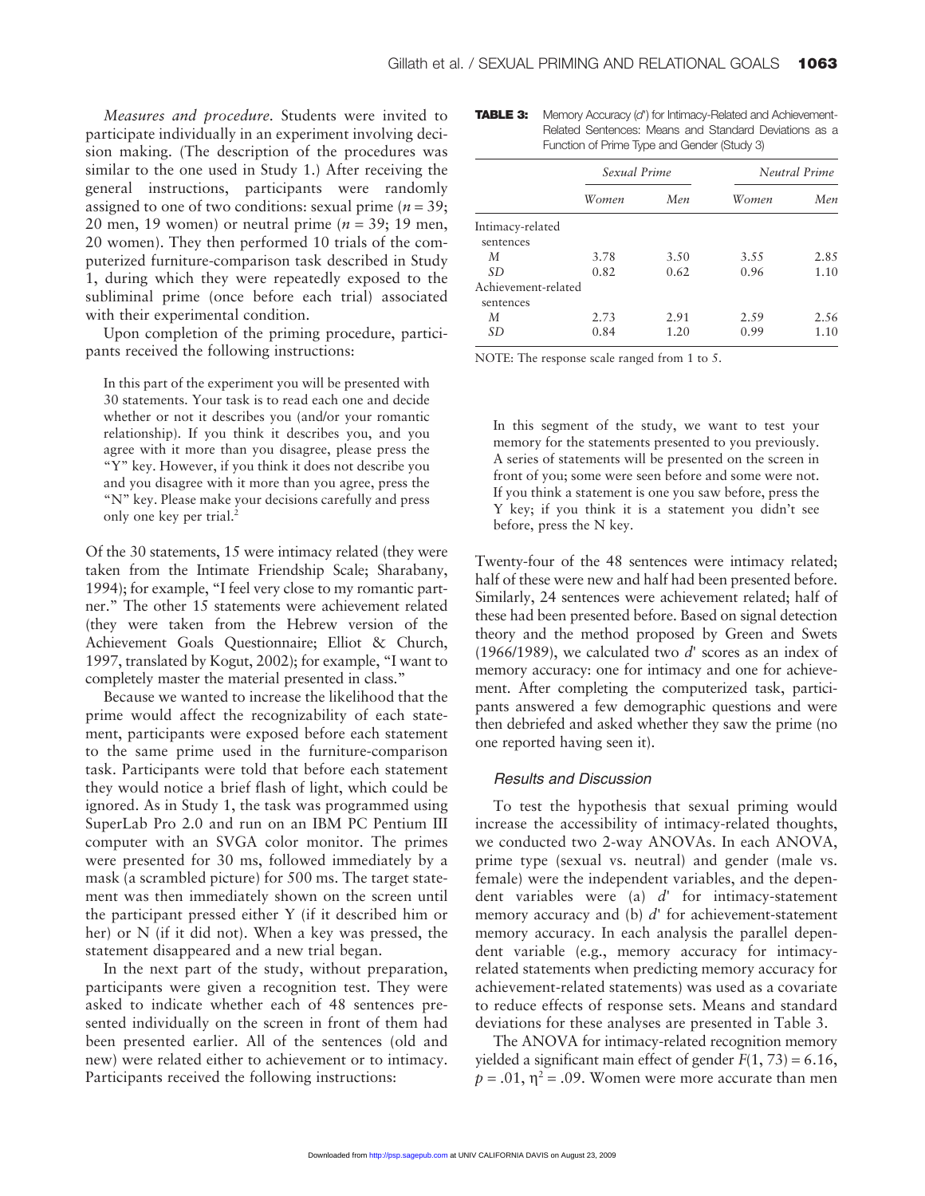*Measures and procedure.* Students were invited to participate individually in an experiment involving decision making. (The description of the procedures was similar to the one used in Study 1.) After receiving the general instructions, participants were randomly assigned to one of two conditions: sexual prime ($n$ = 39; 20 men, 19 women) or neutral prime ($n$ = 39; 19 men, 20 women). They then performed 10 trials of the computerized furniture-comparison task described in Study 1, during which they were repeatedly exposed to the subliminal prime (once before each trial) associated with their experimental condition.

Upon completion of the priming procedure, participants received the following instructions:

> In this part of the experiment you will be presented with 30 statements. Your task is to read each one and decide whether or not it describes you (and/or your romantic relationship). If you think it describes you, and you agree with it more than you disagree, please press the "Y" key. However, if you think it does not describe you and you disagree with it more than you agree, press the "N" key. Please make your decisions carefully and press only one key per trial.[2]

Of the 30 statements, 15 were intimacy related (they were taken from the Intimate Friendship Scale; Sharabany, 1994); for example, "I feel very close to my romantic partner." The other 15 statements were achievement related (they were taken from the Hebrew version of the Achievement Goals Questionnaire; Elliot & Church, 1997, translated by Kogut, 2002); for example, "I want to completely master the material presented in class."

Because we wanted to increase the likelihood that the prime would affect the recognizability of each statement, participants were exposed before each statement to the same prime used in the furniture-comparison task. Participants were told that before each statement they would notice a brief flash of light, which could be ignored. As in Study 1, the task was programmed using SuperLab Pro 2.0 and run on an IBM PC Pentium III computer with an SVGA color monitor. The primes were presented for 30 ms, followed immediately by a mask (a scrambled picture) for 500 ms. The target statement was then immediately shown on the screen until the participant pressed either Y (if it described him or her) or N (if it did not). When a key was pressed, the statement disappeared and a new trial began.

In the next part of the study, without preparation, participants were given a recognition test. They were asked to indicate whether each of 48 sentences presented individually on the screen in front of them had been presented earlier. All of the sentences (old and new) were related either to achievement or to intimacy. Participants received the following instructions:

**TABLE 3:** Memory Accuracy ($d'$) for Intimacy-Related and Achievement-Related Sentences: Means and Standard Deviations as a Function of Prime Type and Gender (Study 3)

| | *Sexual Prime* | | *Neutral Prime* | |
|---|---|---|---|---|
| | *Women* | *Men* | *Women* | *Men* |
| Intimacy-related sentences | | | | |
| *M* | 3.78 | 3.50 | 3.55 | 2.85 |
| *SD* | 0.82 | 0.62 | 0.96 | 1.10 |
| Achievement-related sentences | | | | |
| *M* | 2.73 | 2.91 | 2.59 | 2.56 |
| *SD* | 0.84 | 1.20 | 0.99 | 1.10 |

NOTE: The response scale ranged from 1 to 5.

> In this segment of the study, we want to test your memory for the statements presented to you previously. A series of statements will be presented on the screen in front of you; some were seen before and some were not. If you think a statement is one you saw before, press the Y key; if you think it is a statement you didn't see before, press the N key.

Twenty-four of the 48 sentences were intimacy related; half of these were new and half had been presented before. Similarly, 24 sentences were achievement related; half of these had been presented before. Based on signal detection theory and the method proposed by Green and Swets (1966/1989), we calculated two $d'$ scores as an index of memory accuracy: one for intimacy and one for achievement. After completing the computerized task, participants answered a few demographic questions and were then debriefed and asked whether they saw the prime (no one reported having seen it).

### Results and Discussion

To test the hypothesis that sexual priming would increase the accessibility of intimacy-related thoughts, we conducted two 2-way ANOVAs. In each ANOVA, prime type (sexual vs. neutral) and gender (male vs. female) were the independent variables, and the dependent variables were (a) $d'$ for intimacy-statement memory accuracy and (b) $d'$ for achievement-statement memory accuracy. In each analysis the parallel dependent variable (e.g., memory accuracy for intimacy-related statements when predicting memory accuracy for achievement-related statements) was used as a covariate to reduce effects of response sets. Means and standard deviations for these analyses are presented in Table 3.

The ANOVA for intimacy-related recognition memory yielded a significant main effect of gender $F(1, 73) = 6.16$, $p = .01$, $\eta^2 = .09$. Women were more accurate than men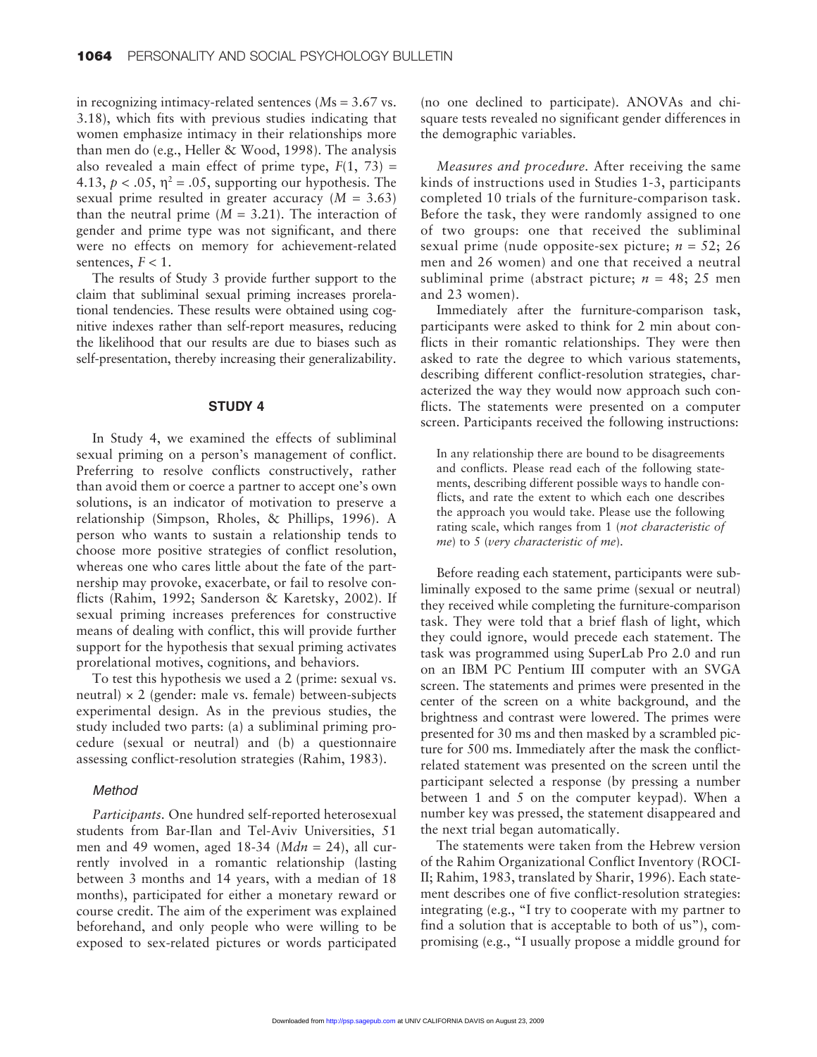in recognizing intimacy-related sentences (*M*s = 3.67 vs. 3.18), which fits with previous studies indicating that women emphasize intimacy in their relationships more than men do (e.g., Heller & Wood, 1998). The analysis also revealed a main effect of prime type, $F(1, 73) = 4.13$, $p < .05$, $\eta^2 = .05$, supporting our hypothesis. The sexual prime resulted in greater accuracy ($M = 3.63$) than the neutral prime ($M = 3.21$). The interaction of gender and prime type was not significant, and there were no effects on memory for achievement-related sentences, $F < 1$.

The results of Study 3 provide further support to the claim that subliminal sexual priming increases prorelational tendencies. These results were obtained using cognitive indexes rather than self-report measures, reducing the likelihood that our results are due to biases such as self-presentation, thereby increasing their generalizability.

## STUDY 4

In Study 4, we examined the effects of subliminal sexual priming on a person's management of conflict. Preferring to resolve conflicts constructively, rather than avoid them or coerce a partner to accept one's own solutions, is an indicator of motivation to preserve a relationship (Simpson, Rholes, & Phillips, 1996). A person who wants to sustain a relationship tends to choose more positive strategies of conflict resolution, whereas one who cares little about the fate of the partnership may provoke, exacerbate, or fail to resolve conflicts (Rahim, 1992; Sanderson & Karetsky, 2002). If sexual priming increases preferences for constructive means of dealing with conflict, this will provide further support for the hypothesis that sexual priming activates prorelational motives, cognitions, and behaviors.

To test this hypothesis we used a 2 (prime: sexual vs. neutral) × 2 (gender: male vs. female) between-subjects experimental design. As in the previous studies, the study included two parts: (a) a subliminal priming procedure (sexual or neutral) and (b) a questionnaire assessing conflict-resolution strategies (Rahim, 1983).

### Method

*Participants.* One hundred self-reported heterosexual students from Bar-Ilan and Tel-Aviv Universities, 51 men and 49 women, aged 18-34 ($Mdn = 24$), all currently involved in a romantic relationship (lasting between 3 months and 14 years, with a median of 18 months), participated for either a monetary reward or course credit. The aim of the experiment was explained beforehand, and only people who were willing to be exposed to sex-related pictures or words participated (no one declined to participate). ANOVAs and chi-square tests revealed no significant gender differences in the demographic variables.

*Measures and procedure.* After receiving the same kinds of instructions used in Studies 1-3, participants completed 10 trials of the furniture-comparison task. Before the task, they were randomly assigned to one of two groups: one that received the subliminal sexual prime (nude opposite-sex picture; $n = 52$; 26 men and 26 women) and one that received a neutral subliminal prime (abstract picture; $n = 48$; 25 men and 23 women).

Immediately after the furniture-comparison task, participants were asked to think for 2 min about conflicts in their romantic relationships. They were then asked to rate the degree to which various statements, describing different conflict-resolution strategies, characterized the way they would now approach such conflicts. The statements were presented on a computer screen. Participants received the following instructions:

> In any relationship there are bound to be disagreements and conflicts. Please read each of the following statements, describing different possible ways to handle conflicts, and rate the extent to which each one describes the approach you would take. Please use the following rating scale, which ranges from 1 (*not characteristic of me*) to 5 (*very characteristic of me*).

Before reading each statement, participants were subliminally exposed to the same prime (sexual or neutral) they received while completing the furniture-comparison task. They were told that a brief flash of light, which they could ignore, would precede each statement. The task was programmed using SuperLab Pro 2.0 and run on an IBM PC Pentium III computer with an SVGA screen. The statements and primes were presented in the center of the screen on a white background, and the brightness and contrast were lowered. The primes were presented for 30 ms and then masked by a scrambled picture for 500 ms. Immediately after the mask the conflict-related statement was presented on the screen until the participant selected a response (by pressing a number between 1 and 5 on the computer keypad). When a number key was pressed, the statement disappeared and the next trial began automatically.

The statements were taken from the Hebrew version of the Rahim Organizational Conflict Inventory (ROCI-II; Rahim, 1983, translated by Sharir, 1996). Each statement describes one of five conflict-resolution strategies: integrating (e.g., "I try to cooperate with my partner to find a solution that is acceptable to both of us"), compromising (e.g., "I usually propose a middle ground for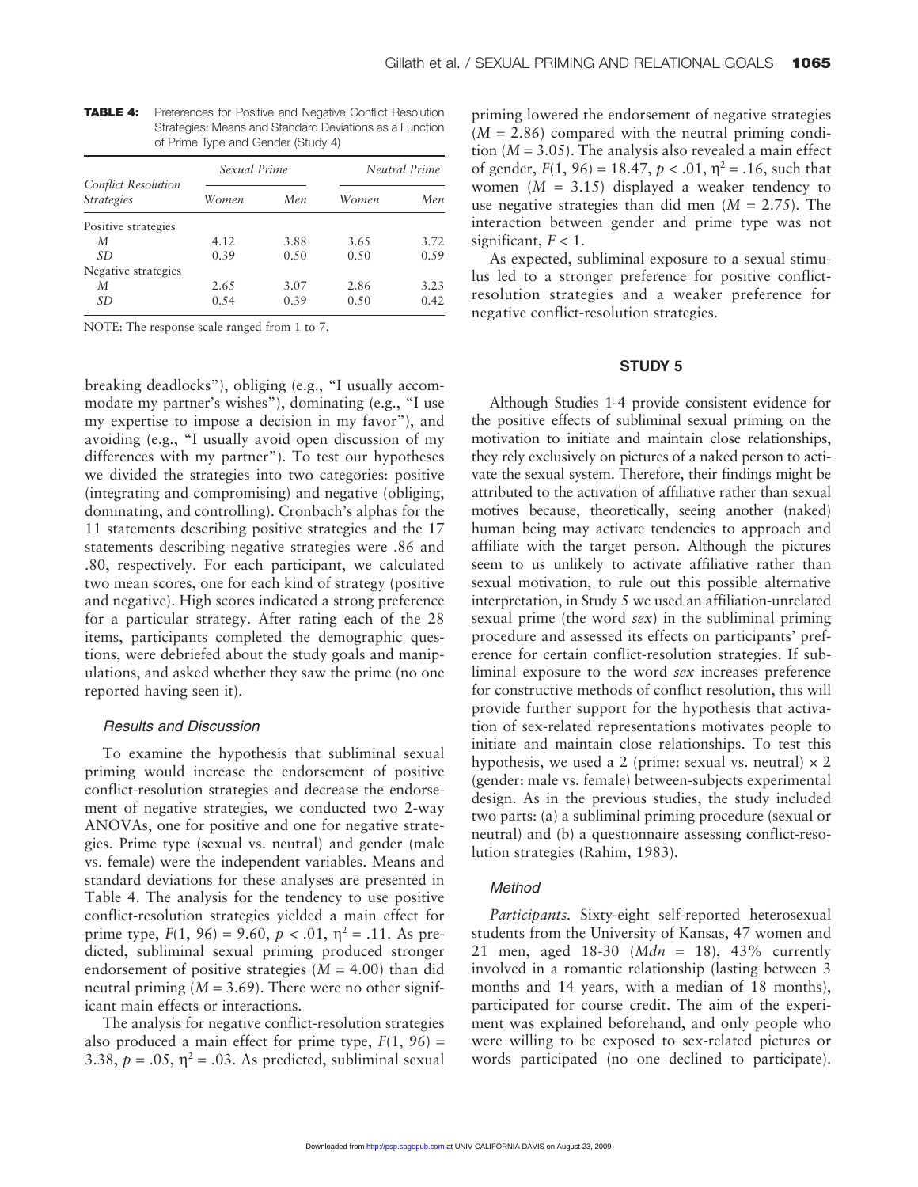**TABLE 4:** Preferences for Positive and Negative Conflict Resolution Strategies: Means and Standard Deviations as a Function of Prime Type and Gender (Study 4)

| *Conflict Resolution Strategies* | *Sexual Prime* | | *Neutral Prime* | |
|---|---|---|---|---|
| | *Women* | *Men* | *Women* | *Men* |
| Positive strategies | | | | |
| *M* | 4.12 | 3.88 | 3.65 | 3.72 |
| *SD* | 0.39 | 0.50 | 0.50 | 0.59 |
| Negative strategies | | | | |
| *M* | 2.65 | 3.07 | 2.86 | 3.23 |
| *SD* | 0.54 | 0.39 | 0.50 | 0.42 |

NOTE: The response scale ranged from 1 to 7.

breaking deadlocks"), obliging (e.g., "I usually accommodate my partner's wishes"), dominating (e.g., "I use my expertise to impose a decision in my favor"), and avoiding (e.g., "I usually avoid open discussion of my differences with my partner"). To test our hypotheses we divided the strategies into two categories: positive (integrating and compromising) and negative (obliging, dominating, and controlling). Cronbach's alphas for the 11 statements describing positive strategies and the 17 statements describing negative strategies were .86 and .80, respectively. For each participant, we calculated two mean scores, one for each kind of strategy (positive and negative). High scores indicated a strong preference for a particular strategy. After rating each of the 28 items, participants completed the demographic questions, were debriefed about the study goals and manipulations, and asked whether they saw the prime (no one reported having seen it).

### Results and Discussion

To examine the hypothesis that subliminal sexual priming would increase the endorsement of positive conflict-resolution strategies and decrease the endorsement of negative strategies, we conducted two 2-way ANOVAs, one for positive and one for negative strategies. Prime type (sexual vs. neutral) and gender (male vs. female) were the independent variables. Means and standard deviations for these analyses are presented in Table 4. The analysis for the tendency to use positive conflict-resolution strategies yielded a main effect for prime type, $F(1, 96) = 9.60$, $p < .01$, $\eta^2 = .11$. As predicted, subliminal sexual priming produced stronger endorsement of positive strategies ($M = 4.00$) than did neutral priming ($M = 3.69$). There were no other significant main effects or interactions.

The analysis for negative conflict-resolution strategies also produced a main effect for prime type, $F(1, 96) = 3.38$, $p = .05$, $\eta^2 = .03$. As predicted, subliminal sexual priming lowered the endorsement of negative strategies ($M = 2.86$) compared with the neutral priming condition ($M = 3.05$). The analysis also revealed a main effect of gender, $F(1, 96) = 18.47$, $p < .01$, $\eta^2 = .16$, such that women ($M = 3.15$) displayed a weaker tendency to use negative strategies than did men ($M = 2.75$). The interaction between gender and prime type was not significant, $F < 1$.

As expected, subliminal exposure to a sexual stimulus led to a stronger preference for positive conflict-resolution strategies and a weaker preference for negative conflict-resolution strategies.

## STUDY 5

Although Studies 1-4 provide consistent evidence for the positive effects of subliminal sexual priming on the motivation to initiate and maintain close relationships, they rely exclusively on pictures of a naked person to activate the sexual system. Therefore, their findings might be attributed to the activation of affiliative rather than sexual motives because, theoretically, seeing another (naked) human being may activate tendencies to approach and affiliate with the target person. Although the pictures seem to us unlikely to activate affiliative rather than sexual motivation, to rule out this possible alternative interpretation, in Study 5 we used an affiliation-unrelated sexual prime (the word *sex*) in the subliminal priming procedure and assessed its effects on participants' preference for certain conflict-resolution strategies. If subliminal exposure to the word *sex* increases preference for constructive methods of conflict resolution, this will provide further support for the hypothesis that activation of sex-related representations motivates people to initiate and maintain close relationships. To test this hypothesis, we used a 2 (prime: sexual vs. neutral) × 2 (gender: male vs. female) between-subjects experimental design. As in the previous studies, the study included two parts: (a) a subliminal priming procedure (sexual or neutral) and (b) a questionnaire assessing conflict-resolution strategies (Rahim, 1983).

### Method

*Participants.* Sixty-eight self-reported heterosexual students from the University of Kansas, 47 women and 21 men, aged 18-30 (*Mdn* = 18), 43% currently involved in a romantic relationship (lasting between 3 months and 14 years, with a median of 18 months), participated for course credit. The aim of the experiment was explained beforehand, and only people who were willing to be exposed to sex-related pictures or words participated (no one declined to participate).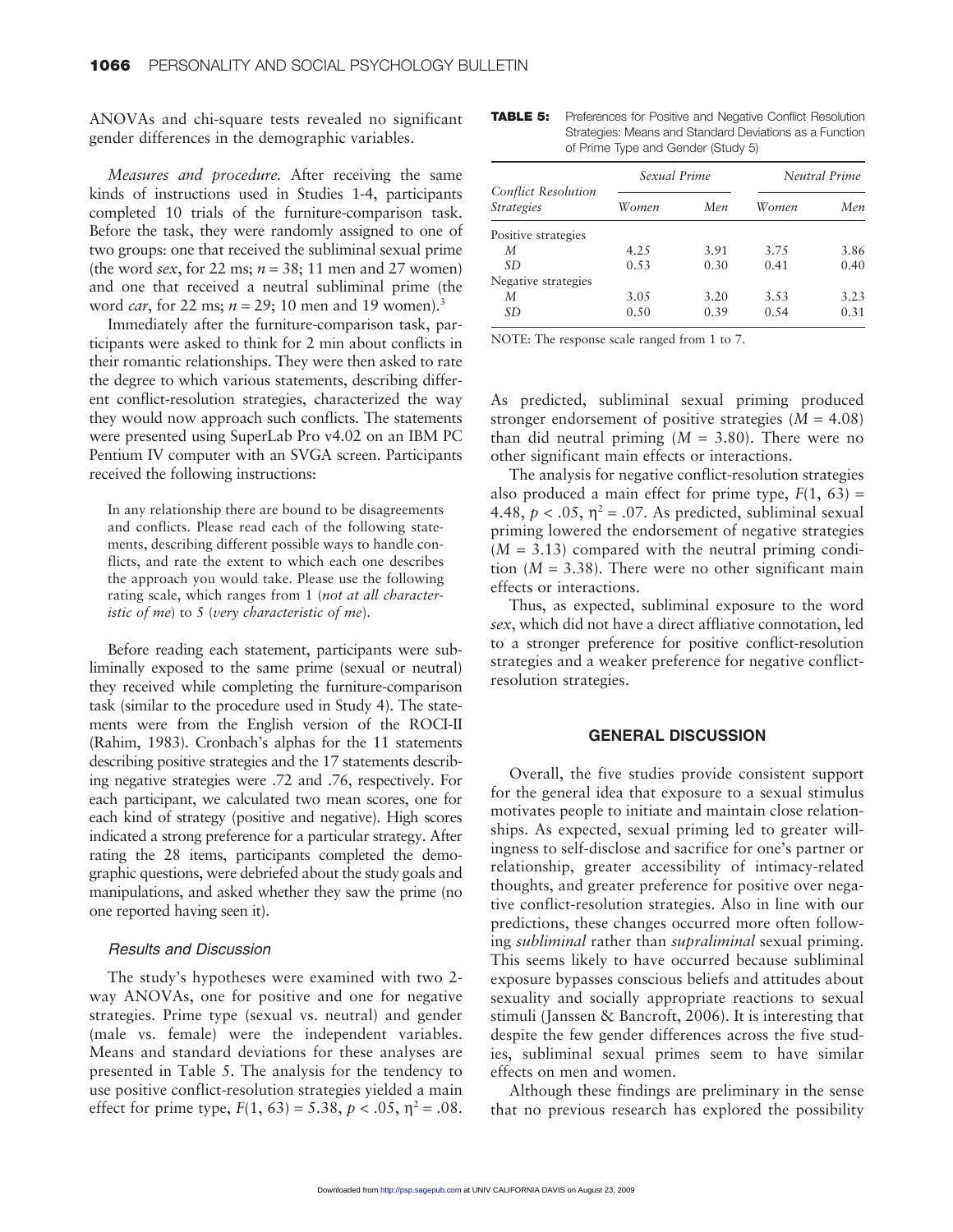ANOVAs and chi-square tests revealed no significant gender differences in the demographic variables.

*Measures and procedure.* After receiving the same kinds of instructions used in Studies 1-4, participants completed 10 trials of the furniture-comparison task. Before the task, they were randomly assigned to one of two groups: one that received the subliminal sexual prime (the word *sex*, for 22 ms; $n = 38$; 11 men and 27 women) and one that received a neutral subliminal prime (the word *car*, for 22 ms; $n = 29$; 10 men and 19 women).[3]

Immediately after the furniture-comparison task, participants were asked to think for 2 min about conflicts in their romantic relationships. They were then asked to rate the degree to which various statements, describing different conflict-resolution strategies, characterized the way they would now approach such conflicts. The statements were presented using SuperLab Pro v4.02 on an IBM PC Pentium IV computer with an SVGA screen. Participants received the following instructions:

> In any relationship there are bound to be disagreements and conflicts. Please read each of the following statements, describing different possible ways to handle conflicts, and rate the extent to which each one describes the approach you would take. Please use the following rating scale, which ranges from 1 (*not at all characteristic of me*) to 5 (*very characteristic of me*).

Before reading each statement, participants were subliminally exposed to the same prime (sexual or neutral) they received while completing the furniture-comparison task (similar to the procedure used in Study 4). The statements were from the English version of the ROCI-II (Rahim, 1983). Cronbach's alphas for the 11 statements describing positive strategies and the 17 statements describing negative strategies were .72 and .76, respectively. For each participant, we calculated two mean scores, one for each kind of strategy (positive and negative). High scores indicated a strong preference for a particular strategy. After rating the 28 items, participants completed the demographic questions, were debriefed about the study goals and manipulations, and asked whether they saw the prime (no one reported having seen it).

### Results and Discussion

The study's hypotheses were examined with two 2-way ANOVAs, one for positive and one for negative strategies. Prime type (sexual vs. neutral) and gender (male vs. female) were the independent variables. Means and standard deviations for these analyses are presented in Table 5. The analysis for the tendency to use positive conflict-resolution strategies yielded a main effect for prime type, $F(1, 63) = 5.38$, $p < .05$, $\eta^2 = .08$.

**TABLE 5:** Preferences for Positive and Negative Conflict Resolution Strategies: Means and Standard Deviations as a Function of Prime Type and Gender (Study 5)

| Conflict Resolution Strategies | Sexual Prime | | Neutral Prime | |
|---|---|---|---|---|
| | *Women* | *Men* | *Women* | *Men* |
| Positive strategies | | | | |
| *M* | 4.25 | 3.91 | 3.75 | 3.86 |
| *SD* | 0.53 | 0.30 | 0.41 | 0.40 |
| Negative strategies | | | | |
| *M* | 3.05 | 3.20 | 3.53 | 3.23 |
| *SD* | 0.50 | 0.39 | 0.54 | 0.31 |

NOTE: The response scale ranged from 1 to 7.

As predicted, subliminal sexual priming produced stronger endorsement of positive strategies ($M = 4.08$) than did neutral priming ($M = 3.80$). There were no other significant main effects or interactions.

The analysis for negative conflict-resolution strategies also produced a main effect for prime type, $F(1, 63) = 4.48$, $p < .05$, $\eta^2 = .07$. As predicted, subliminal sexual priming lowered the endorsement of negative strategies ($M = 3.13$) compared with the neutral priming condition ($M = 3.38$). There were no other significant main effects or interactions.

Thus, as expected, subliminal exposure to the word *sex*, which did not have a direct affliative connotation, led to a stronger preference for positive conflict-resolution strategies and a weaker preference for negative conflict-resolution strategies.

## GENERAL DISCUSSION

Overall, the five studies provide consistent support for the general idea that exposure to a sexual stimulus motivates people to initiate and maintain close relationships. As expected, sexual priming led to greater willingness to self-disclose and sacrifice for one's partner or relationship, greater accessibility of intimacy-related thoughts, and greater preference for positive over negative conflict-resolution strategies. Also in line with our predictions, these changes occurred more often following *subliminal* rather than *supraliminal* sexual priming. This seems likely to have occurred because subliminal exposure bypasses conscious beliefs and attitudes about sexuality and socially appropriate reactions to sexual stimuli (Janssen & Bancroft, 2006). It is interesting that despite the few gender differences across the five studies, subliminal sexual primes seem to have similar effects on men and women.

Although these findings are preliminary in the sense that no previous research has explored the possibility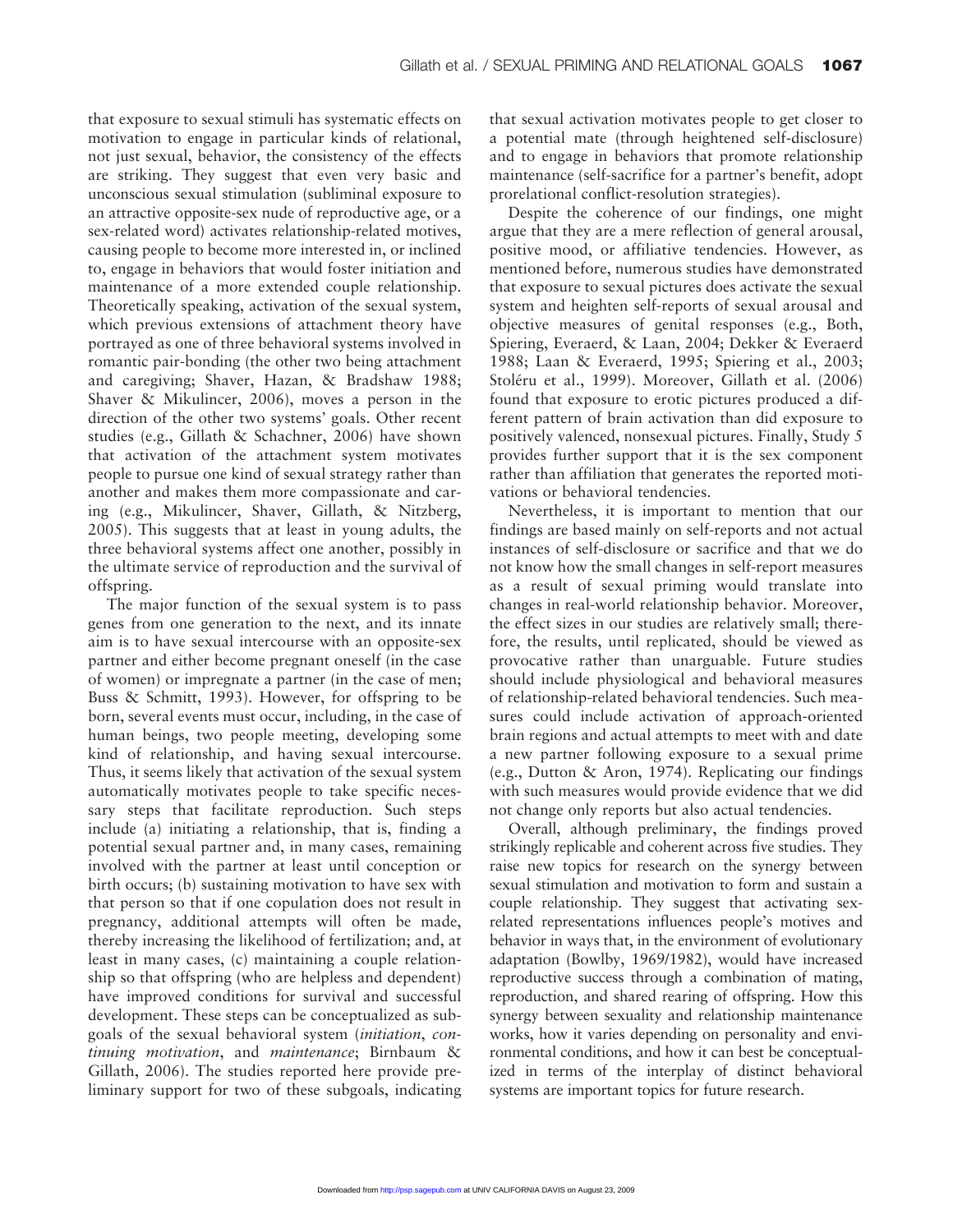that exposure to sexual stimuli has systematic effects on motivation to engage in particular kinds of relational, not just sexual, behavior, the consistency of the effects are striking. They suggest that even very basic and unconscious sexual stimulation (subliminal exposure to an attractive opposite-sex nude of reproductive age, or a sex-related word) activates relationship-related motives, causing people to become more interested in, or inclined to, engage in behaviors that would foster initiation and maintenance of a more extended couple relationship. Theoretically speaking, activation of the sexual system, which previous extensions of attachment theory have portrayed as one of three behavioral systems involved in romantic pair-bonding (the other two being attachment and caregiving; Shaver, Hazan, & Bradshaw 1988; Shaver & Mikulincer, 2006), moves a person in the direction of the other two systems' goals. Other recent studies (e.g., Gillath & Schachner, 2006) have shown that activation of the attachment system motivates people to pursue one kind of sexual strategy rather than another and makes them more compassionate and caring (e.g., Mikulincer, Shaver, Gillath, & Nitzberg, 2005). This suggests that at least in young adults, the three behavioral systems affect one another, possibly in the ultimate service of reproduction and the survival of offspring.

The major function of the sexual system is to pass genes from one generation to the next, and its innate aim is to have sexual intercourse with an opposite-sex partner and either become pregnant oneself (in the case of women) or impregnate a partner (in the case of men; Buss & Schmitt, 1993). However, for offspring to be born, several events must occur, including, in the case of human beings, two people meeting, developing some kind of relationship, and having sexual intercourse. Thus, it seems likely that activation of the sexual system automatically motivates people to take specific necessary steps that facilitate reproduction. Such steps include (a) initiating a relationship, that is, finding a potential sexual partner and, in many cases, remaining involved with the partner at least until conception or birth occurs; (b) sustaining motivation to have sex with that person so that if one copulation does not result in pregnancy, additional attempts will often be made, thereby increasing the likelihood of fertilization; and, at least in many cases, (c) maintaining a couple relationship so that offspring (who are helpless and dependent) have improved conditions for survival and successful development. These steps can be conceptualized as subgoals of the sexual behavioral system (*initiation*, *continuing motivation*, and *maintenance*; Birnbaum & Gillath, 2006). The studies reported here provide preliminary support for two of these subgoals, indicating that sexual activation motivates people to get closer to a potential mate (through heightened self-disclosure) and to engage in behaviors that promote relationship maintenance (self-sacrifice for a partner's benefit, adopt prorelational conflict-resolution strategies).

Despite the coherence of our findings, one might argue that they are a mere reflection of general arousal, positive mood, or affiliative tendencies. However, as mentioned before, numerous studies have demonstrated that exposure to sexual pictures does activate the sexual system and heighten self-reports of sexual arousal and objective measures of genital responses (e.g., Both, Spiering, Everaerd, & Laan, 2004; Dekker & Everaerd 1988; Laan & Everaerd, 1995; Spiering et al., 2003; Stoléru et al., 1999). Moreover, Gillath et al. (2006) found that exposure to erotic pictures produced a different pattern of brain activation than did exposure to positively valenced, nonsexual pictures. Finally, Study 5 provides further support that it is the sex component rather than affiliation that generates the reported motivations or behavioral tendencies.

Nevertheless, it is important to mention that our findings are based mainly on self-reports and not actual instances of self-disclosure or sacrifice and that we do not know how the small changes in self-report measures as a result of sexual priming would translate into changes in real-world relationship behavior. Moreover, the effect sizes in our studies are relatively small; therefore, the results, until replicated, should be viewed as provocative rather than unarguable. Future studies should include physiological and behavioral measures of relationship-related behavioral tendencies. Such measures could include activation of approach-oriented brain regions and actual attempts to meet with and date a new partner following exposure to a sexual prime (e.g., Dutton & Aron, 1974). Replicating our findings with such measures would provide evidence that we did not change only reports but also actual tendencies.

Overall, although preliminary, the findings proved strikingly replicable and coherent across five studies. They raise new topics for research on the synergy between sexual stimulation and motivation to form and sustain a couple relationship. They suggest that activating sex-related representations influences people's motives and behavior in ways that, in the environment of evolutionary adaptation (Bowlby, 1969/1982), would have increased reproductive success through a combination of mating, reproduction, and shared rearing of offspring. How this synergy between sexuality and relationship maintenance works, how it varies depending on personality and environmental conditions, and how it can best be conceptualized in terms of the interplay of distinct behavioral systems are important topics for future research.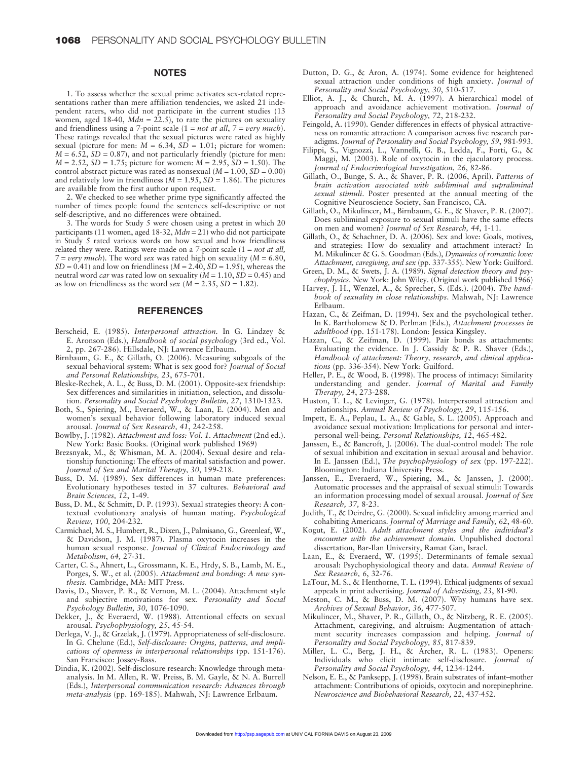## NOTES

1. To assess whether the sexual prime activates sex-related representations rather than mere affiliation tendencies, we asked 21 independent raters, who did not participate in the current studies (13 women, aged 18-40, *Mdn* = 22.5), to rate the pictures on sexuality and friendliness using a 7-point scale (1 = *not at all*, 7 = *very much*). These ratings revealed that the sexual pictures were rated as highly sexual (picture for men: *M* = 6.34, *SD* = 1.01; picture for women: *M* = 6.52, *SD* = 0.87), and not particularly friendly (picture for men: *M* = 2.52, *SD* = 1.75; picture for women: *M* = 2.95, *SD* = 1.50). The control abstract picture was rated as nonsexual (*M* = 1.00, *SD* = 0.00) and relatively low in friendliness (*M* = 1.95, *SD* = 1.86). The pictures are available from the first author upon request.

2. We checked to see whether prime type significantly affected the number of times people found the sentences self-descriptive or not self-descriptive, and no differences were obtained.

3. The words for Study 5 were chosen using a pretest in which 20 participants (11 women, aged 18-32, *Mdn* = 21) who did not participate in Study 5 rated various words on how sexual and how friendliness related they were. Ratings were made on a 7-point scale (1 = *not at all*, 7 = *very much*). The word *sex* was rated high on sexuality (*M* = 6.80, *SD* = 0.41) and low on friendliness (*M* = 2.40, *SD* = 1.95), whereas the neutral word *car* was rated low on sexuality (*M* = 1.10, *SD* = 0.45) and as low on friendliness as the word *sex* (*M* = 2.35, *SD* = 1.82).

## REFERENCES

Berscheid, E. (1985). *Interpersonal attraction.* In G. Lindzey & E. Aronson (Eds.), *Handbook of social psychology* (3rd ed., Vol. 2, pp. 267-286). Hillsdale, NJ: Lawrence Erlbaum.

Birnbaum, G. E., & Gillath, O. (2006). Measuring subgoals of the sexual behavioral system: What is sex good for? *Journal of Social and Personal Relationships, 23*, 675-701.

Bleske-Rechek, A. L., & Buss, D. M. (2001). Opposite-sex friendship: Sex differences and similarities in initiation, selection, and dissolution. *Personality and Social Psychology Bulletin, 27*, 1310-1323.

Both, S., Spiering, M., Everaerd, W., & Laan, E. (2004). Men and women's sexual behavior following laboratory induced sexual arousal. *Journal of Sex Research, 41*, 242-258.

Bowlby, J. (1982). *Attachment and loss: Vol. 1. Attachment* (2nd ed.). New York: Basic Books. (Original work published 1969)

Brezsnyak, M., & Whisman, M. A. (2004). Sexual desire and relationship functioning: The effects of marital satisfaction and power. *Journal of Sex and Marital Therapy, 30*, 199-218.

Buss, D. M. (1989). Sex differences in human mate preferences: Evolutionary hypotheses tested in 37 cultures. *Behavioral and Brain Sciences, 12*, 1-49.

Buss, D. M., & Schmitt, D. P. (1993). Sexual strategies theory: A contextual evolutionary analysis of human mating. *Psychological Review, 100,* 204-232.

Carmichael, M. S., Humbert, R., Dixen, J., Palmisano, G., Greenleaf, W., & Davidson, J. M. (1987). Plasma oxytocin increases in the human sexual response. *Journal of Clinical Endocrinology and Metabolism, 64,* 27-31.

Carter, C. S., Ahnert, L., Grossmann, K. E., Hrdy, S. B., Lamb, M. E., Porges, S. W., et al. (2005). *Attachment and bonding: A new synthesis.* Cambridge, MA: MIT Press.

Davis, D., Shaver, P. R., & Vernon, M. L. (2004). Attachment style and subjective motivations for sex. *Personality and Social Psychology Bulletin, 30*, 1076-1090.

Dekker, J., & Everaerd, W. (1988). Attentional effects on sexual arousal. *Psychophysiology, 25*, 45-54.

Derlega, V. J., & Grzelak, J. (1979). Appropriateness of self-disclosure. In G. Chelune (Ed.), *Self-disclosure: Origins, patterns, and implications of openness in interpersonal relationships* (pp. 151-176). San Francisco: Jossey-Bass.

Dindia, K. (2002). Self-disclosure research: Knowledge through meta-analysis. In M. Allen, R. W. Preiss, B. M. Gayle, & N. A. Burrell (Eds.), *Interpersonal communication research: Advances through meta-analysis* (pp. 169-185). Mahwah, NJ: Lawrence Erlbaum.

Dutton, D. G., & Aron, A. (1974). Some evidence for heightened sexual attraction under conditions of high anxiety. *Journal of Personality and Social Psychology, 30*, 510-517.

Elliot, A. J., & Church, M. A. (1997). A hierarchical model of approach and avoidance achievement motivation. *Journal of Personality and Social Psychology, 72*, 218-232.

Feingold, A. (1990). Gender differences in effects of physical attractiveness on romantic attraction: A comparison across five research paradigms. *Journal of Personality and Social Psychology, 59*, 981-993.

Filippi, S., Vignozzi, L., Vannelli, G. B., Ledda, F., Forti, G., & Maggi, M. (2003). Role of oxytocin in the ejaculatory process. *Journal of Endocrinological Investigation, 26*, 82-86.

Gillath, O., Bunge, S. A., & Shaver, P. R. (2006, April). *Patterns of brain activation associated with subliminal and supraliminal sexual stimuli.* Poster presented at the annual meeting of the Cognitive Neuroscience Society, San Francisco, CA.

Gillath, O., Mikulincer, M., Birnbaum, G. E., & Shaver, P. R. (2007). Does subliminal exposure to sexual stimuli have the same effects on men and women? *Journal of Sex Research, 44*, 1-11.

Gillath, O., & Schachner, D. A. (2006). Sex and love: Goals, motives, and strategies: How do sexuality and attachment interact? In M. Mikulincer & G. S. Goodman (Eds.), *Dynamics of romantic love: Attachment, caregiving, and sex* (pp. 337-355). New York: Guilford.

Green, D. M., & Swets, J. A. (1989). *Signal detection theory and psychophysics.* New York: John Wiley. (Original work published 1966)

Harvey, J. H., Wenzel, A., & Sprecher, S. (Eds.). (2004). *The handbook of sexuality in close relationships.* Mahwah, NJ: Lawrence Erlbaum.

Hazan, C., & Zeifman, D. (1994). Sex and the psychological tether. In K. Bartholomew & D. Perlman (Eds.), *Attachment processes in adulthood* (pp. 151-178). London: Jessica Kingsley.

Hazan, C., & Zeifman, D. (1999). Pair bonds as attachments: Evaluating the evidence. In J. Cassidy & P. R. Shaver (Eds.), *Handbook of attachment: Theory, research, and clinical applications* (pp. 336-354). New York: Guilford.

Heller, P. E., & Wood, B. (1998). The process of intimacy: Similarity understanding and gender. *Journal of Marital and Family Therapy, 24*, 273-288.

Huston, T. L., & Levinger, G. (1978). Interpersonal attraction and relationships. *Annual Review of Psychology, 29*, 115-156.

Impett, E. A., Peplau, L. A., & Gable, S. L. (2005). Approach and avoidance sexual motivation: Implications for personal and interpersonal well-being. *Personal Relationships, 12*, 465-482.

Janssen, E., & Bancroft, J. (2006). The dual-control model: The role of sexual inhibition and excitation in sexual arousal and behavior. In E. Janssen (Ed.), *The psychophysiology of sex* (pp. 197-222). Bloomington: Indiana University Press.

Janssen, E., Everaerd, W., Spiering, M., & Janssen, J. (2000). Automatic processes and the appraisal of sexual stimuli: Towards an information processing model of sexual arousal. *Journal of Sex Research, 37,* 8-23.

Judith, T., & Deirdre, G. (2000). Sexual infidelity among married and cohabiting Americans. *Journal of Marriage and Family, 62*, 48-60.

Kogut, E. (2002). *Adult attachment styles and the individual's encounter with the achievement domain.* Unpublished doctoral dissertation, Bar-Ilan University, Ramat Gan, Israel.

Laan, E., & Everaerd, W. (1995). Determinants of female sexual arousal: Psychophysiological theory and data. *Annual Review of Sex Research, 6*, 32-76.

LaTour, M. S., & Henthorne, T. L. (1994). Ethical judgments of sexual appeals in print advertising. *Journal of Advertising, 23*, 81-90.

Meston, C. M., & Buss, D. M. (2007). Why humans have sex. *Archives of Sexual Behavior, 36,* 477-507.

Mikulincer, M., Shaver, P. R., Gillath, O., & Nitzberg, R. E. (2005). Attachment, caregiving, and altruism: Augmentation of attachment security increases compassion and helping. *Journal of Personality and Social Psychology, 85*, 817-839.

Miller, L. C., Berg, J. H., & Archer, R. L. (1983). Openers: Individuals who elicit intimate self-disclosure. *Journal of Personality and Social Psychology, 44*, 1234-1244.

Nelson, E. E., & Panksepp, J. (1998). Brain substrates of infant–mother attachment: Contributions of opioids, oxytocin and norepinephrine. *Neuroscience and Biobehavioral Research, 22*, 437-452.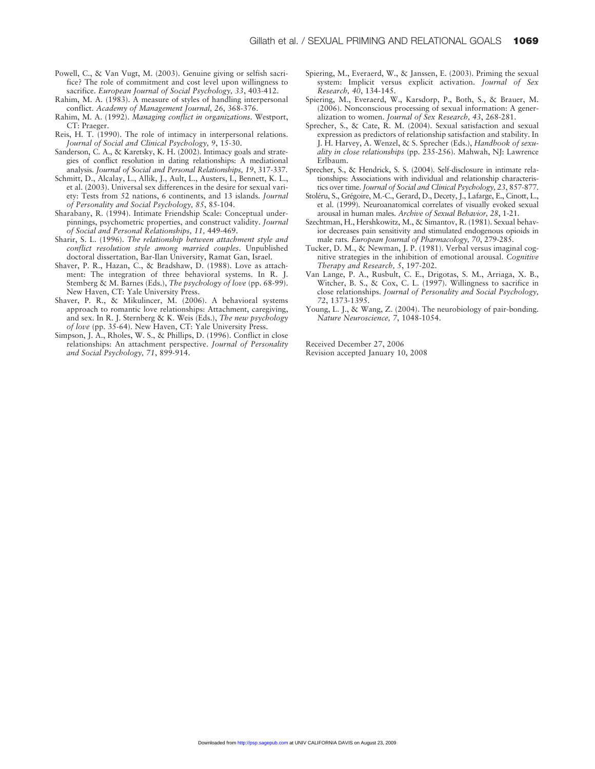Powell, C., & Van Vugt, M. (2003). Genuine giving or selfish sacrifice? The role of commitment and cost level upon willingness to sacrifice. *European Journal of Social Psychology, 33*, 403-412.

Rahim, M. A. (1983). A measure of styles of handling interpersonal conflict. *Academy of Management Journal, 26*, 368-376.

Rahim, M. A. (1992). *Managing conflict in organizations*. Westport, CT: Praeger.

Reis, H. T. (1990). The role of intimacy in interpersonal relations. *Journal of Social and Clinical Psychology, 9*, 15-30.

Sanderson, C. A., & Karetsky, K. H. (2002). Intimacy goals and strategies of conflict resolution in dating relationships: A mediational analysis. *Journal of Social and Personal Relationships, 19*, 317-337.

Schmitt, D., Alcalay, L., Allik, J., Ault, L., Austers, I., Bennett, K. L., et al. (2003). Universal sex differences in the desire for sexual variety: Tests from 52 nations, 6 continents, and 13 islands. *Journal of Personality and Social Psychology, 85*, 85-104.

Sharabany, R. (1994). Intimate Friendship Scale: Conceptual underpinnings, psychometric properties, and construct validity. *Journal of Social and Personal Relationships, 11,* 449-469.

Sharir, S. L. (1996). *The relationship between attachment style and conflict resolution style among married couples*. Unpublished doctoral dissertation, Bar-Ilan University, Ramat Gan, Israel.

Shaver, P. R., Hazan, C., & Bradshaw, D. (1988). Love as attachment: The integration of three behavioral systems. In R. J. Stemberg & M. Barnes (Eds.), *The psychology of love* (pp. 68-99). New Haven, CT: Yale University Press.

Shaver, P. R., & Mikulincer, M. (2006). A behavioral systems approach to romantic love relationships: Attachment, caregiving, and sex. In R. J. Sternberg & K. Weis (Eds.), *The new psychology of love* (pp. 35-64). New Haven, CT: Yale University Press.

Simpson, J. A., Rholes, W. S., & Phillips, D. (1996). Conflict in close relationships: An attachment perspective. *Journal of Personality and Social Psychology, 71*, 899-914.

Spiering, M., Everaerd, W., & Janssen, E. (2003). Priming the sexual system: Implicit versus explicit activation. *Journal of Sex Research, 40*, 134-145.

Spiering, M., Everaerd, W., Karsdorp, P., Both, S., & Brauer, M. (2006). Nonconscious processing of sexual information: A generalization to women. *Journal of Sex Research, 43*, 268-281.

Sprecher, S., & Cate, R. M. (2004). Sexual satisfaction and sexual expression as predictors of relationship satisfaction and stability. In J. H. Harvey, A. Wenzel, & S. Sprecher (Eds.), *Handbook of sexuality in close relationships* (pp. 235-256). Mahwah, NJ: Lawrence Erlbaum.

Sprecher, S., & Hendrick, S. S. (2004). Self-disclosure in intimate relationships: Associations with individual and relationship characteristics over time. *Journal of Social and Clinical Psychology, 23*, 857-877.

Stoléru, S., Grégoire, M.-C., Gerard, D., Decety, J., Lafarge, E., Cinott, L., et al. (1999). Neuroanatomical correlates of visually evoked sexual arousal in human males. *Archive of Sexual Behavior, 28*, 1-21.

Szechtman, H., Hershkowitz, M., & Simantov, R. (1981). Sexual behavior decreases pain sensitivity and stimulated endogenous opioids in male rats. *European Journal of Pharmacology, 70*, 279-285.

Tucker, D. M., & Newman, J. P. (1981). Verbal versus imaginal cognitive strategies in the inhibition of emotional arousal. *Cognitive Therapy and Research, 5*, 197-202.

Van Lange, P. A., Rusbult, C. E., Drigotas, S. M., Arriaga, X. B., Witcher, B. S., & Cox, C. L. (1997). Willingness to sacrifice in close relationships. *Journal of Personality and Social Psychology, 72*, 1373-1395.

Young, L. J., & Wang, Z. (2004). The neurobiology of pair-bonding. *Nature Neuroscience, 7*, 1048-1054.

Received December 27, 2006
Revision accepted January 10, 2008